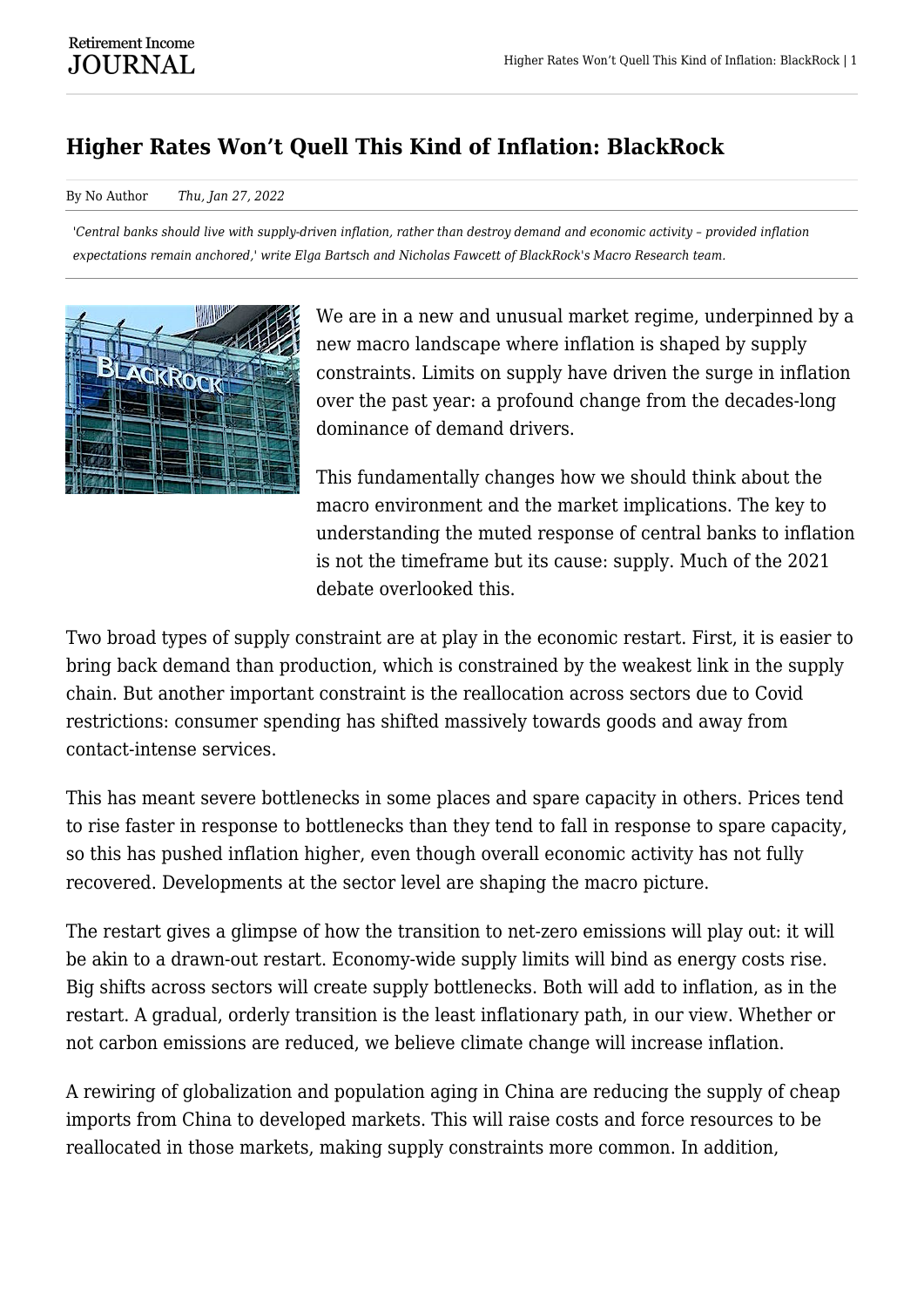# Higher Rates Won't Quell This Kind of Inflation: BlackRock

By No Author *Thu, Jan 27, 2022*

*'Central banks should live with supply-driven inflation, rather than destroy demand and economic activity – provided inflation expectations remain anchored,' write Elga Bartsch and Nicholas Fawcett of BlackRock's Macro Research team.*

We are in a new and unusual market regime, underpinned by a new macro landscape where inflation is shaped by supply constraints. Limits on supply have driven the surge in inflation over the past year: a profound change from the decades-long dominance of demand drivers.

This fundamentally changes how we should think about the macro environment and the market implications. The key to understanding the muted response of central banks to inflation is not the timeframe but its cause: supply. Much of the 2021 debate overlooked this.

Two broad types of supply constraint are at play in the economic restart. First, it is easier to bring back demand than production, which is constrained by the weakest link in the supply chain. But another important constraint is the reallocation across sectors due to Covid restrictions: consumer spending has shifted massively towards goods and away from contact-intense services.

This has meant severe bottlenecks in some places and spare capacity in others. Prices tend to rise faster in response to bottlenecks than they tend to fall in response to spare capacity, so this has pushed inflation higher, even though overall economic activity has not fully recovered. Developments at the sector level are shaping the macro picture.

The restart gives a glimpse of how the transition to net-zero emissions will play out: it will be akin to a drawn-out restart. Economy-wide supply limits will bind as energy costs rise. Big shifts across sectors will create supply bottlenecks. Both will add to inflation, as in the restart. A gradual, orderly transition is the least inflationary path, in our view. Whether or not carbon emissions are reduced, we believe climate change will increase inflation.

A rewiring of globalization and population aging in China are reducing the supply of cheap imports from China to developed markets. This will raise costs and force resources to be reallocated in those markets, making supply constraints more common. In addition,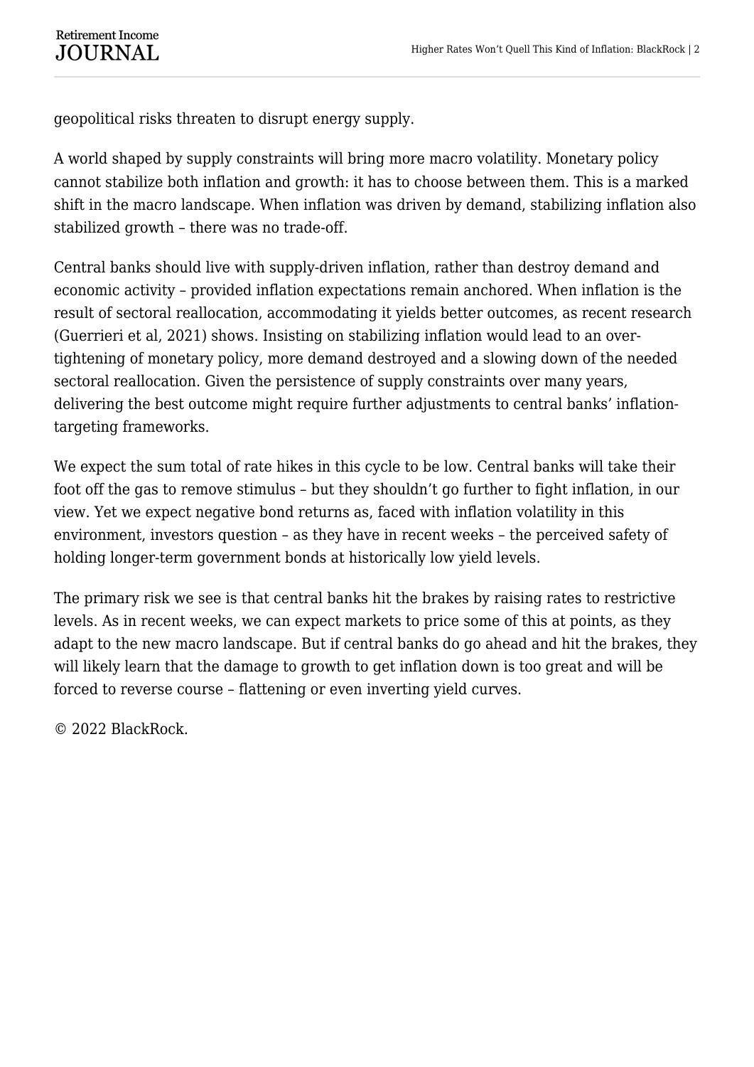geopolitical risks threaten to disrupt energy supply.

A world shaped by supply constraints will bring more macro volatility. Monetary policy cannot stabilize both inflation and growth: it has to choose between them. This is a marked shift in the macro landscape. When inflation was driven by demand, stabilizing inflation also stabilized growth – there was no trade-off.

Central banks should live with supply-driven inflation, rather than destroy demand and economic activity – provided inflation expectations remain anchored. When inflation is the result of sectoral reallocation, accommodating it yields better outcomes, as recent research (Guerrieri et al, 2021) shows. Insisting on stabilizing inflation would lead to an over-tightening of monetary policy, more demand destroyed and a slowing down of the needed sectoral reallocation. Given the persistence of supply constraints over many years, delivering the best outcome might require further adjustments to central banks' inflation-targeting frameworks.

We expect the sum total of rate hikes in this cycle to be low. Central banks will take their foot off the gas to remove stimulus – but they shouldn't go further to fight inflation, in our view. Yet we expect negative bond returns as, faced with inflation volatility in this environment, investors question – as they have in recent weeks – the perceived safety of holding longer-term government bonds at historically low yield levels.

The primary risk we see is that central banks hit the brakes by raising rates to restrictive levels. As in recent weeks, we can expect markets to price some of this at points, as they adapt to the new macro landscape. But if central banks do go ahead and hit the brakes, they will likely learn that the damage to growth to get inflation down is too great and will be forced to reverse course – flattening or even inverting yield curves.

© 2022 BlackRock.